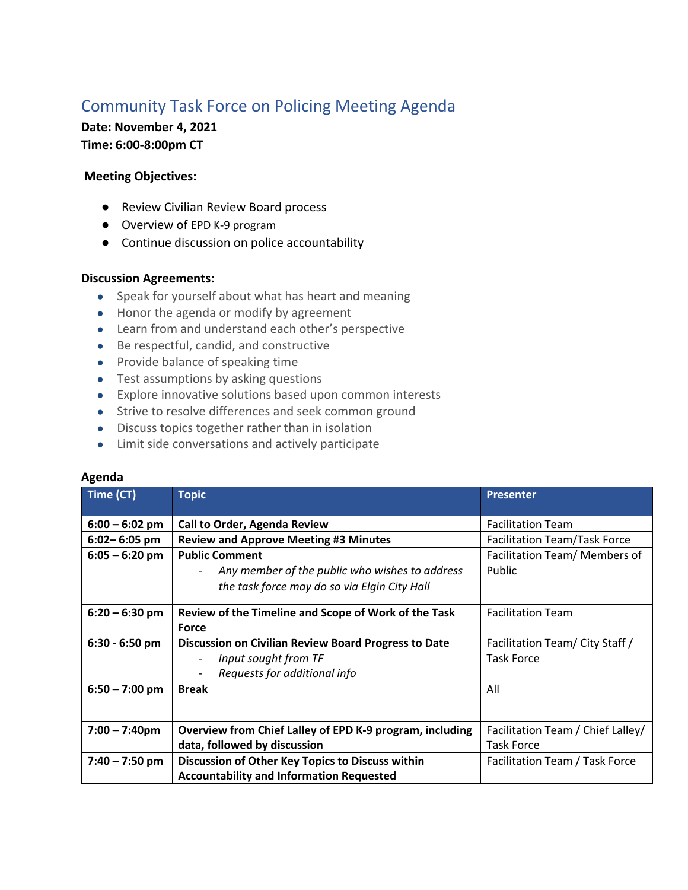# Community Task Force on Policing Meeting Agenda

**Date: November 4, 2021**
**Time: 6:00-8:00pm CT**

**Meeting Objectives:**

- Review Civilian Review Board process
- Overview of EPD K-9 program
- Continue discussion on police accountability

**Discussion Agreements:**

- Speak for yourself about what has heart and meaning
- Honor the agenda or modify by agreement
- Learn from and understand each other's perspective
- Be respectful, candid, and constructive
- Provide balance of speaking time
- Test assumptions by asking questions
- Explore innovative solutions based upon common interests
- Strive to resolve differences and seek common ground
- Discuss topics together rather than in isolation
- Limit side conversations and actively participate

**Agenda**

| Time (CT) | Topic | Presenter |
|---|---|---|
| **6:00 – 6:02 pm** | **Call to Order, Agenda Review** | Facilitation Team |
| **6:02– 6:05 pm** | **Review and Approve Meeting #3 Minutes** | Facilitation Team/Task Force |
| **6:05 – 6:20 pm** | **Public Comment**<br>- *Any member of the public who wishes to address the task force may do so via Elgin City Hall* | Facilitation Team/ Members of Public |
| **6:20 – 6:30 pm** | **Review of the Timeline and Scope of Work of the Task Force** | Facilitation Team |
| **6:30 - 6:50 pm** | **Discussion on Civilian Review Board Progress to Date**<br>- *Input sought from TF*<br>- *Requests for additional info* | Facilitation Team/ City Staff / Task Force |
| **6:50 – 7:00 pm** | **Break** | All |
| **7:00 – 7:40pm** | **Overview from Chief Lalley of EPD K-9 program, including data, followed by discussion** | Facilitation Team / Chief Lalley/ Task Force |
| **7:40 – 7:50 pm** | **Discussion of Other Key Topics to Discuss within Accountability and Information Requested** | Facilitation Team / Task Force |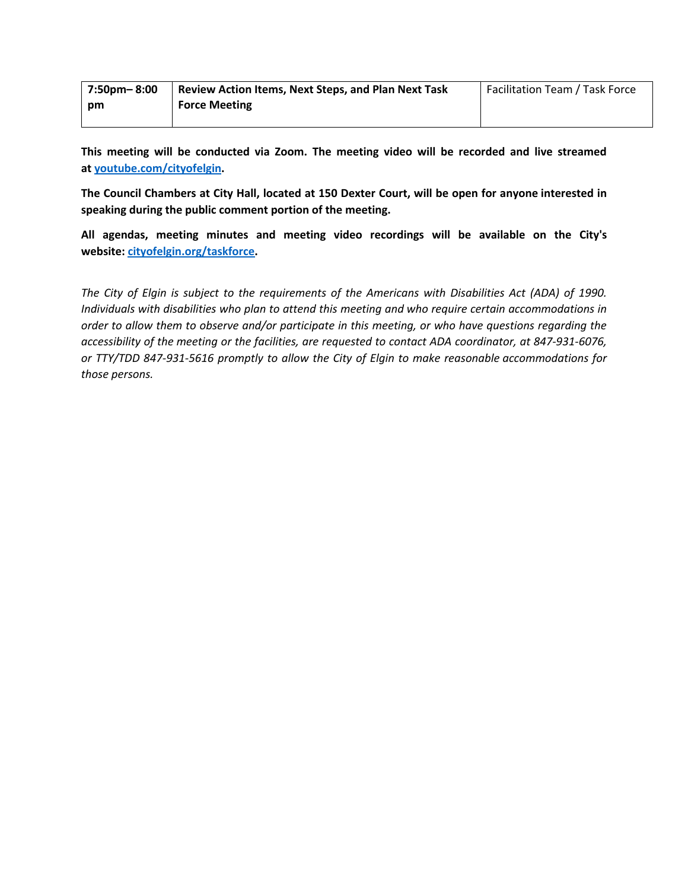| | | |
|---|---|---|
| **7:50pm– 8:00 pm** | **Review Action Items, Next Steps, and Plan Next Task Force Meeting** | Facilitation Team / Task Force |

**This meeting will be conducted via Zoom. The meeting video will be recorded and live streamed at youtube.com/cityofelgin.**

**The Council Chambers at City Hall, located at 150 Dexter Court, will be open for anyone interested in speaking during the public comment portion of the meeting.**

**All agendas, meeting minutes and meeting video recordings will be available on the City's website: cityofelgin.org/taskforce.**

*The City of Elgin is subject to the requirements of the Americans with Disabilities Act (ADA) of 1990. Individuals with disabilities who plan to attend this meeting and who require certain accommodations in order to allow them to observe and/or participate in this meeting, or who have questions regarding the accessibility of the meeting or the facilities, are requested to contact ADA coordinator, at 847-931-6076, or TTY/TDD 847-931-5616 promptly to allow the City of Elgin to make reasonable accommodations for those persons.*